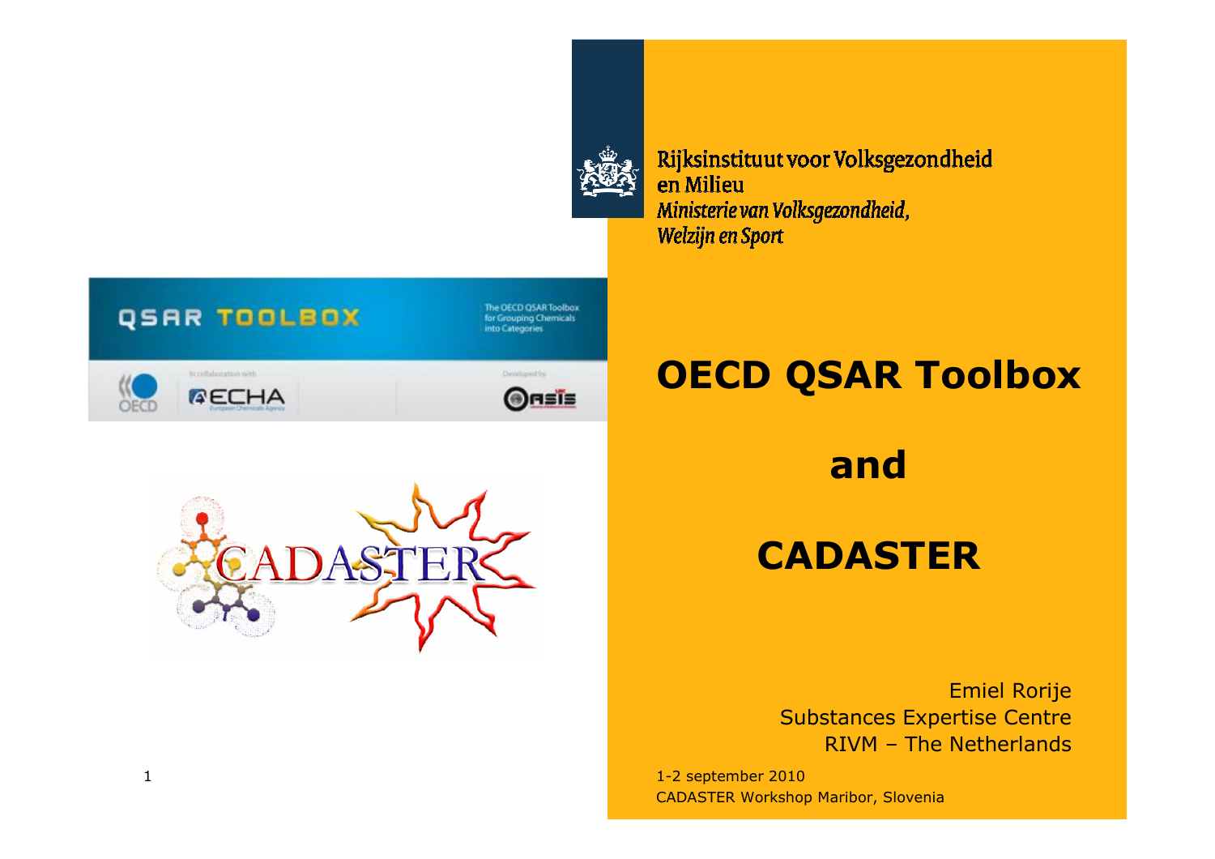Rijksinstituut voor Volksgezondheid en Milieu
*Ministerie van Volksgezondheid, Welzijn en Sport*

# OECD QSAR Toolbox

# and

# CADASTER

Emiel Rorije
Substances Expertise Centre
RIVM – The Netherlands

1-2 september 2010
CADASTER Workshop Maribor, Slovenia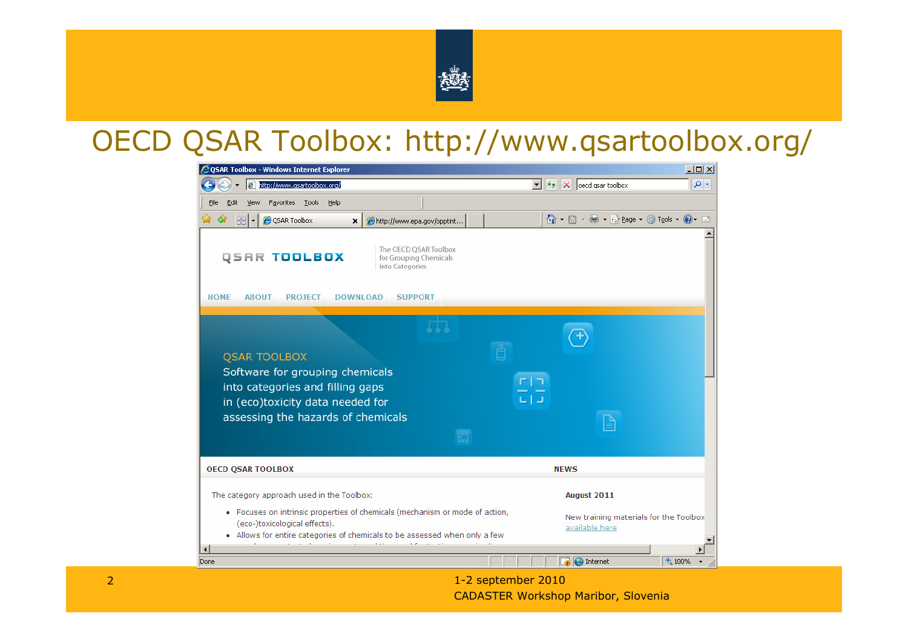# OECD QSAR Toolbox: http://www.qsartoolbox.org/

QSAR TOOLBOX

The OECD QSAR Toolbox for Grouping Chemicals into Categories

HOME ABOUT PROJECT DOWNLOAD SUPPORT

QSAR TOOLBOX

Software for grouping chemicals into categories and filling gaps in (eco)toxicity data needed for assessing the hazards of chemicals

**OECD QSAR TOOLBOX**

The category approach used in the Toolbox:

- Focuses on intrinsic properties of chemicals (mechanism or mode of action, (eco-)toxicological effects).
- Allows for entire categories of chemicals to be assessed when only a few

**NEWS**

**August 2011**

New training materials for the Toolbox available here

1-2 september 2010
CADASTER Workshop Maribor, Slovenia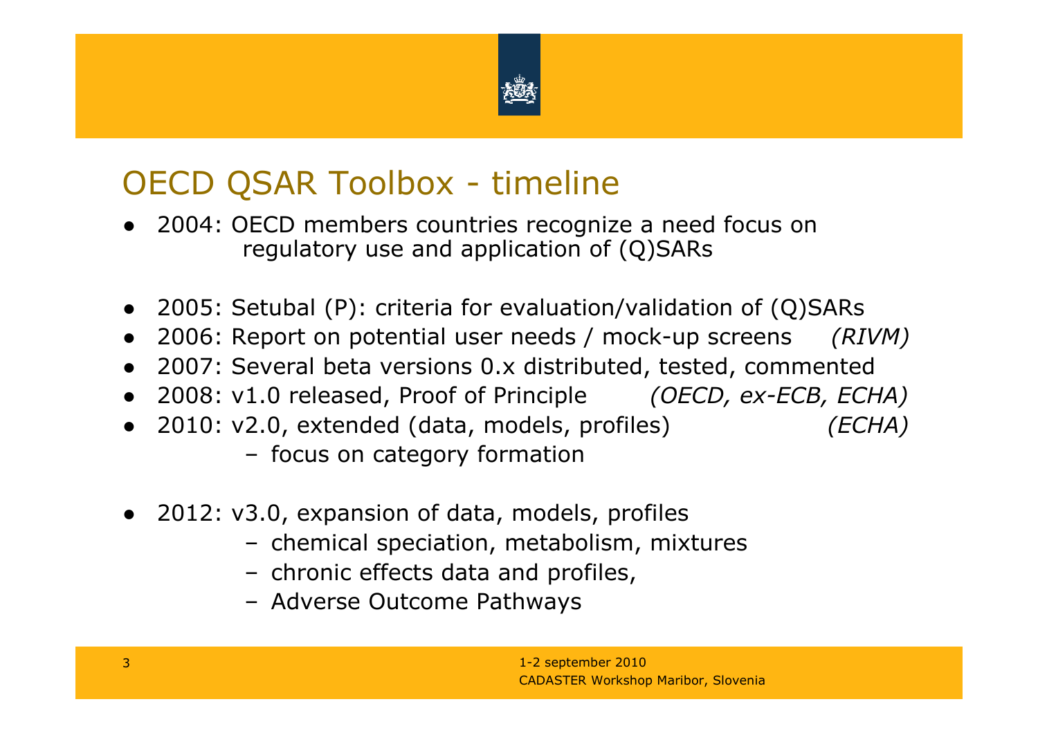# OECD QSAR Toolbox - timeline

- 2004: OECD members countries recognize a need focus on regulatory use and application of (Q)SARs
- 2005: Setubal (P): criteria for evaluation/validation of (Q)SARs
- 2006: Report on potential user needs / mock-up screens *(RIVM)*
- 2007: Several beta versions 0.x distributed, tested, commented
- 2008: v1.0 released, Proof of Principle *(OECD, ex-ECB, ECHA)*
- 2010: v2.0, extended (data, models, profiles) *(ECHA)*
  - focus on category formation
- 2012: v3.0, expansion of data, models, profiles
  - chemical speciation, metabolism, mixtures
  - chronic effects data and profiles,
  - Adverse Outcome Pathways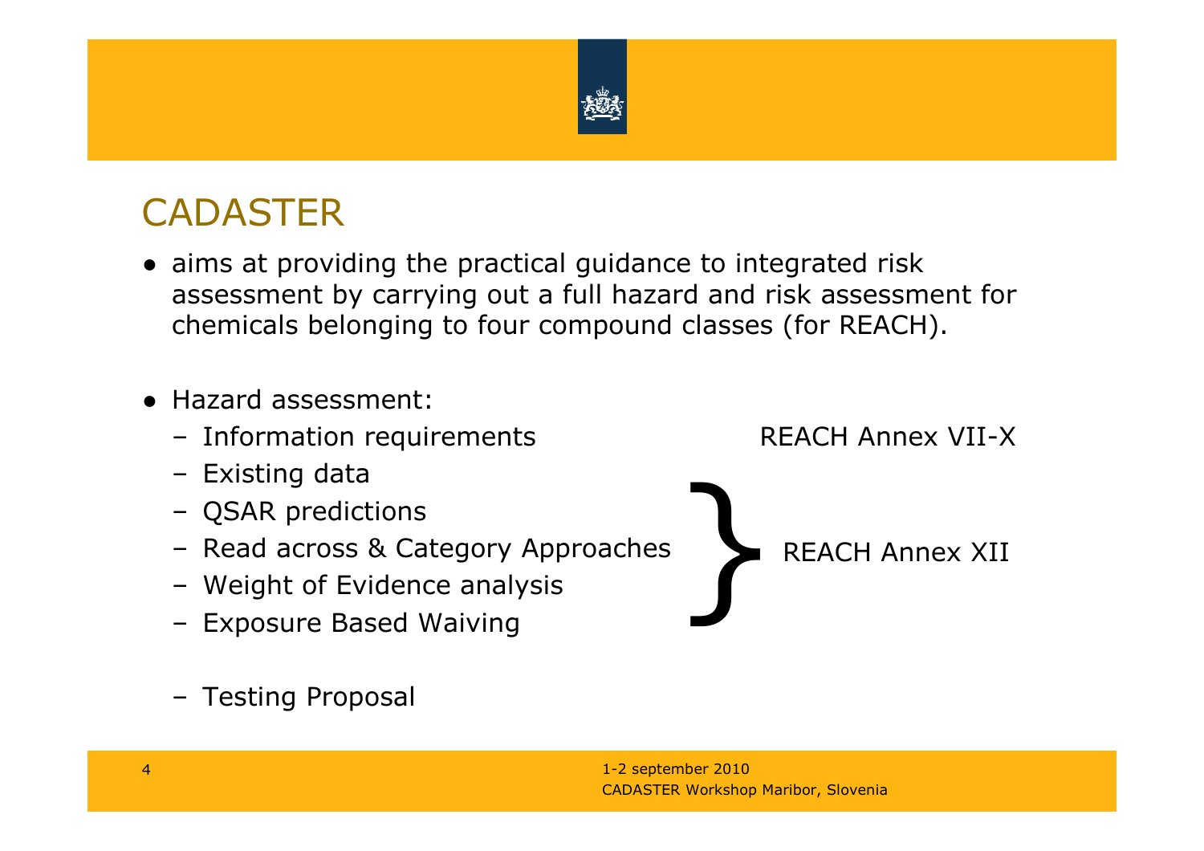# CADASTER

- aims at providing the practical guidance to integrated risk assessment by carrying out a full hazard and risk assessment for chemicals belonging to four compound classes (for REACH).

- Hazard assessment:
  - Information requirements — REACH Annex VII-X
  - Existing data
  - QSAR predictions
  - Read across & Category Approaches
  - Weight of Evidence analysis
  - Exposure Based Waiving

  (Existing data through Exposure Based Waiving: REACH Annex XII)

  - Testing Proposal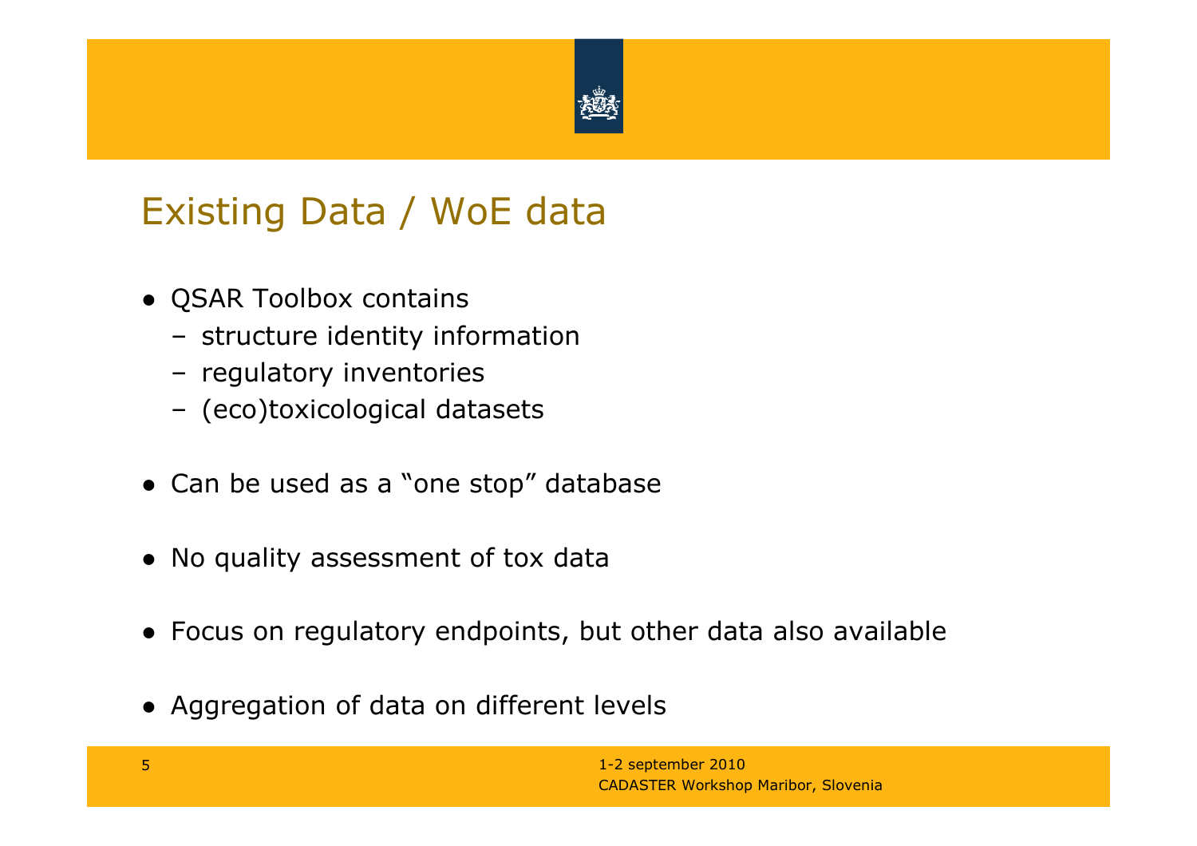# Existing Data / WoE data

- QSAR Toolbox contains
  - structure identity information
  - regulatory inventories
  - (eco)toxicological datasets
- Can be used as a “one stop” database
- No quality assessment of tox data
- Focus on regulatory endpoints, but other data also available
- Aggregation of data on different levels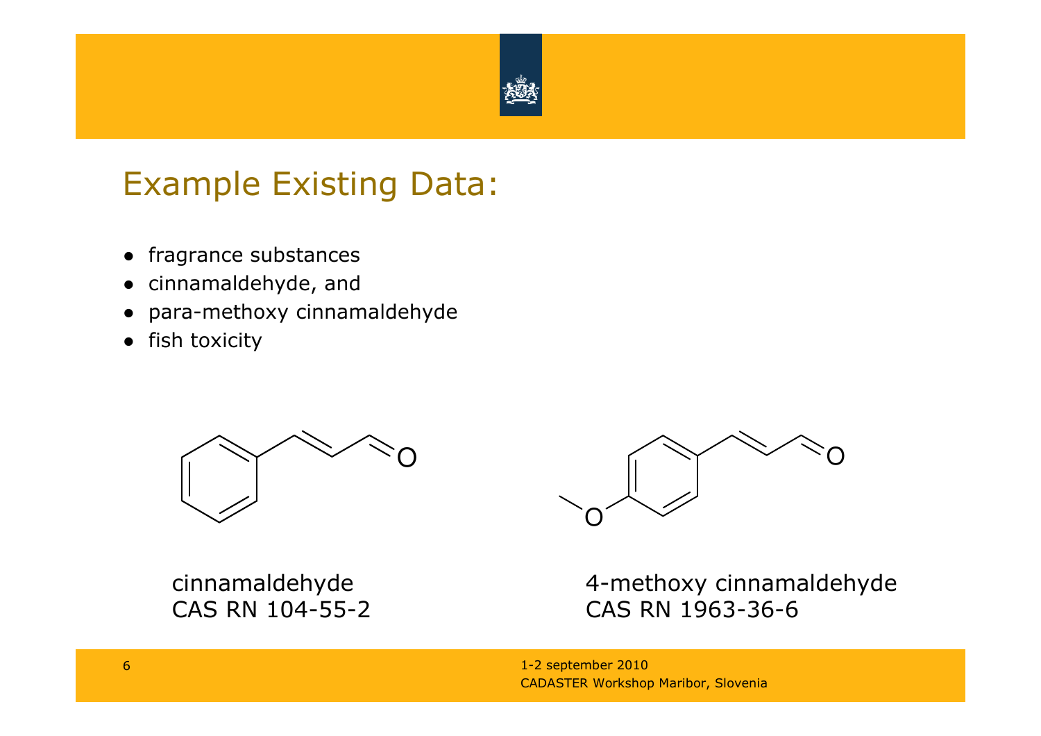# Example Existing Data:

- fragrance substances
- cinnamaldehyde, and
- para-methoxy cinnamaldehyde
- fish toxicity

cinnamaldehyde
CAS RN 104-55-2

4-methoxy cinnamaldehyde
CAS RN 1963-36-6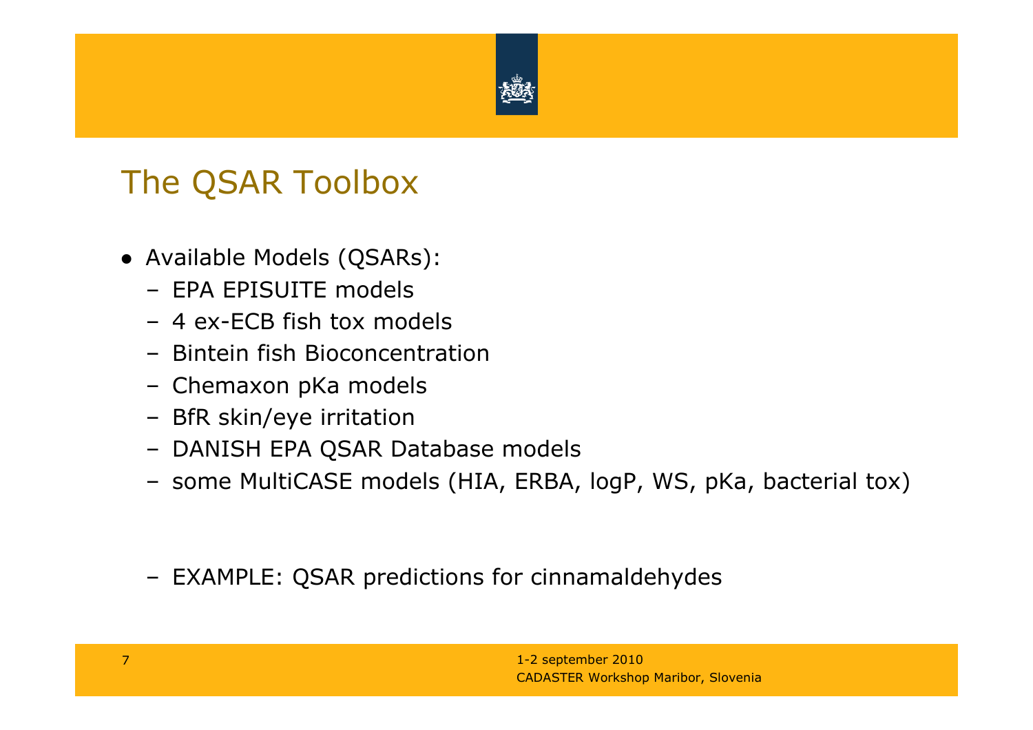# The QSAR Toolbox

- Available Models (QSARs):
  - EPA EPISUITE models
  - 4 ex-ECB fish tox models
  - Bintein fish Bioconcentration
  - Chemaxon pKa models
  - BfR skin/eye irritation
  - DANISH EPA QSAR Database models
  - some MultiCASE models (HIA, ERBA, logP, WS, pKa, bacterial tox)

  - EXAMPLE: QSAR predictions for cinnamaldehydes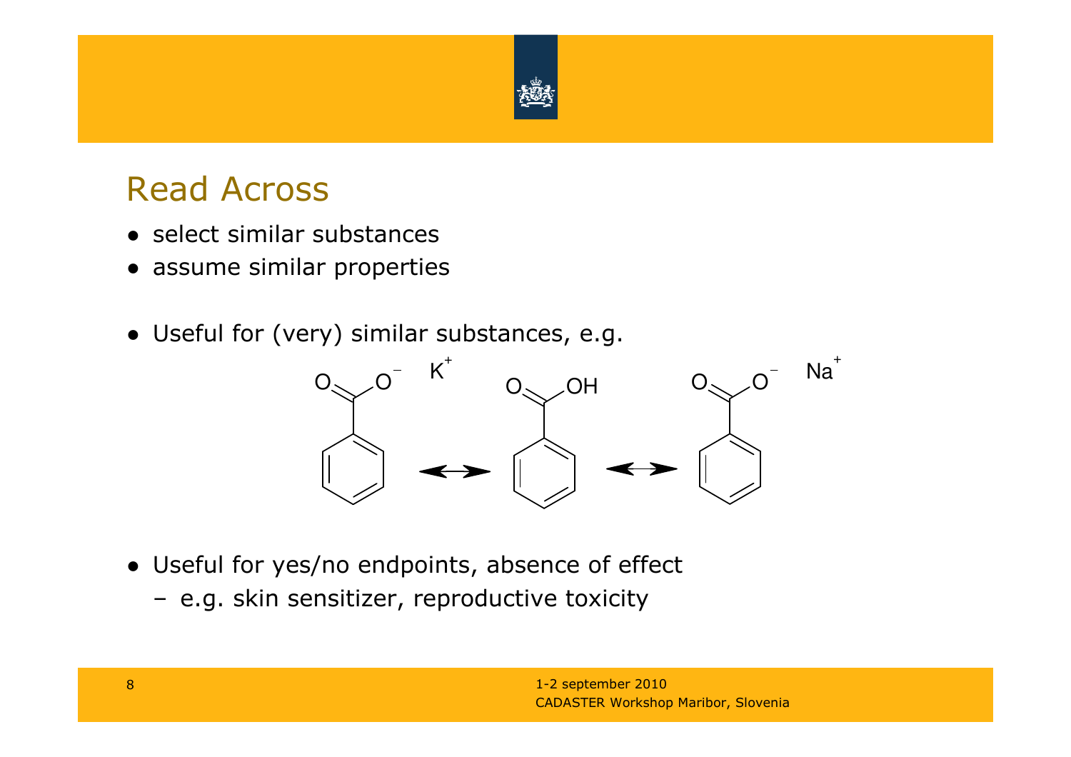## Read Across

- select similar substances
- assume similar properties

- Useful for (very) similar substances, e.g.

- Useful for yes/no endpoints, absence of effect
  - e.g. skin sensitizer, reproductive toxicity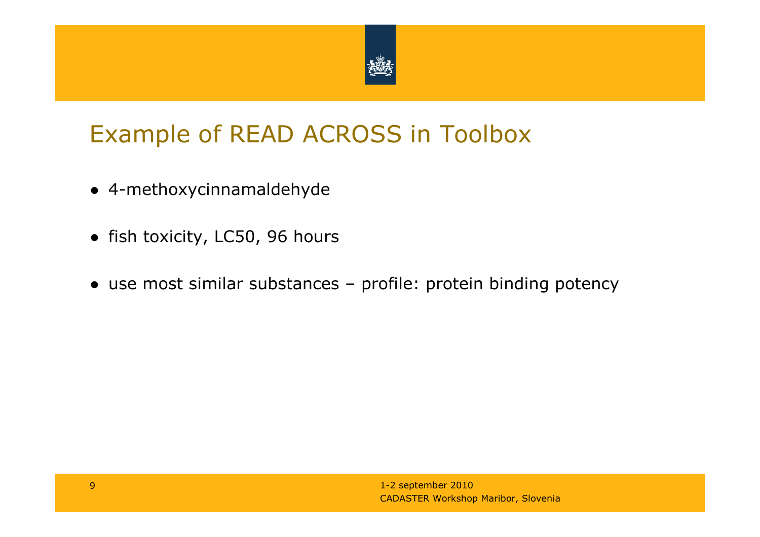# Example of READ ACROSS in Toolbox

- 4-methoxycinnamaldehyde
- fish toxicity, LC50, 96 hours
- use most similar substances – profile: protein binding potency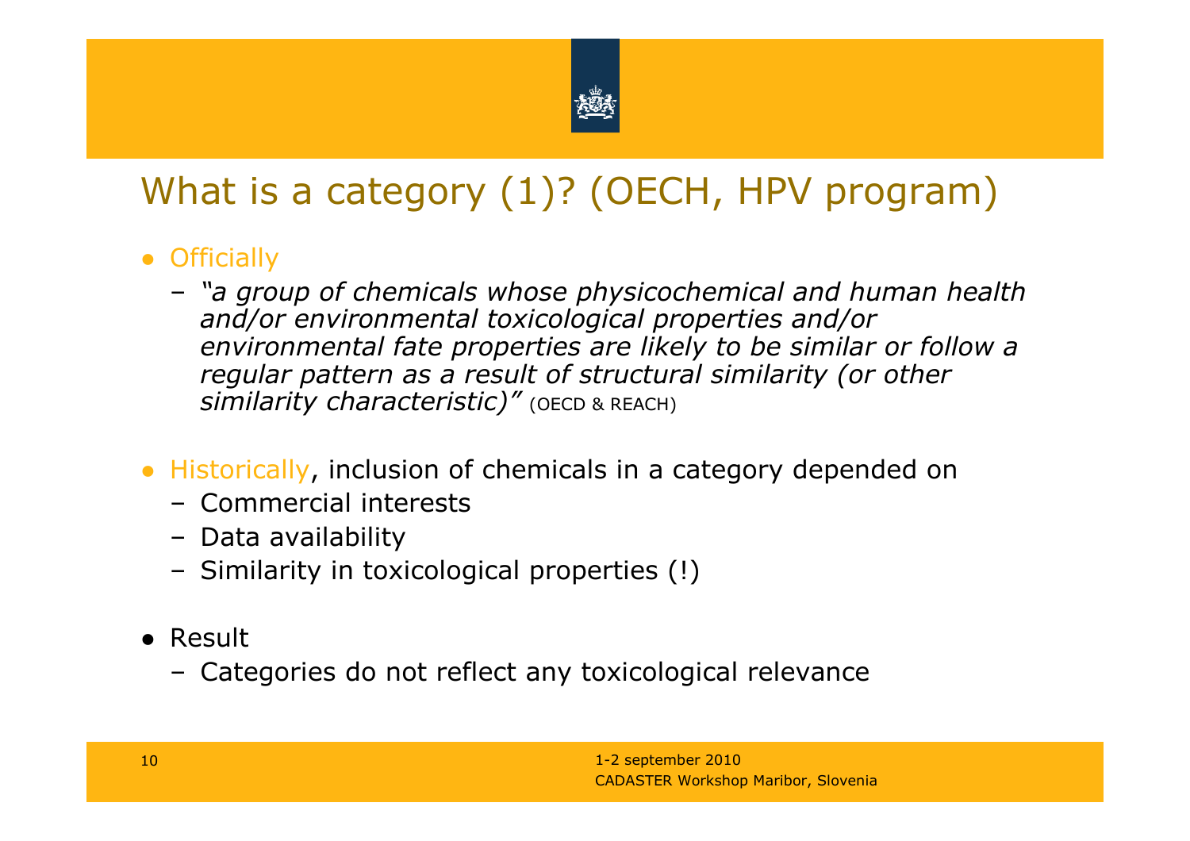# What is a category (1)? (OECH, HPV program)

- Officially
  - *"a group of chemicals whose physicochemical and human health and/or environmental toxicological properties and/or environmental fate properties are likely to be similar or follow a regular pattern as a result of structural similarity (or other similarity characteristic)"* (OECD & REACH)

- Historically, inclusion of chemicals in a category depended on
  - Commercial interests
  - Data availability
  - Similarity in toxicological properties (!)

- Result
  - Categories do not reflect any toxicological relevance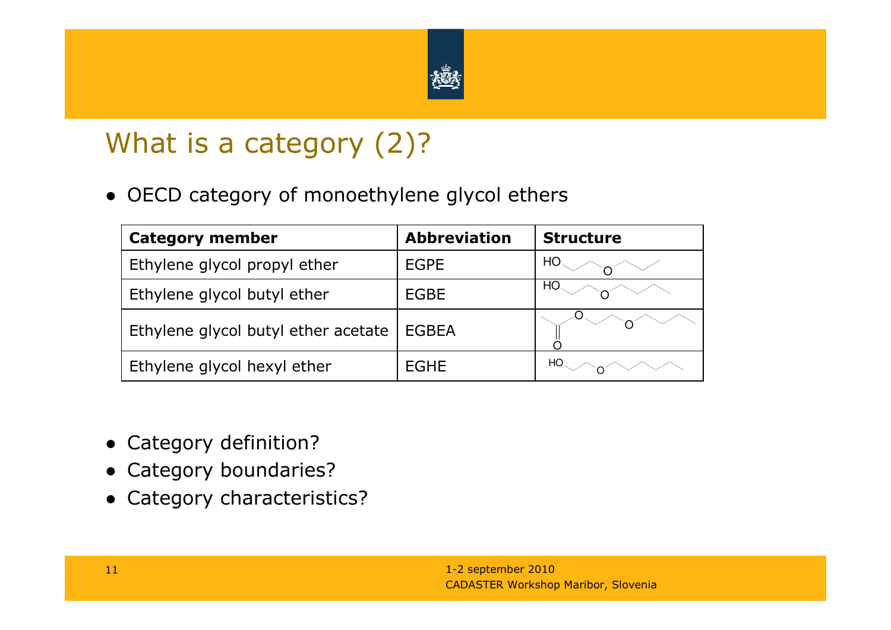# What is a category (2)?

- OECD category of monoethylene glycol ethers

| Category member | Abbreviation | Structure |
|---|---|---|
| Ethylene glycol propyl ether | EGPE | HO O |
| Ethylene glycol butyl ether | EGBE | HO O |
| Ethylene glycol butyl ether acetate | EGBEA | O O O |
| Ethylene glycol hexyl ether | EGHE | HO O |

- Category definition?
- Category boundaries?
- Category characteristics?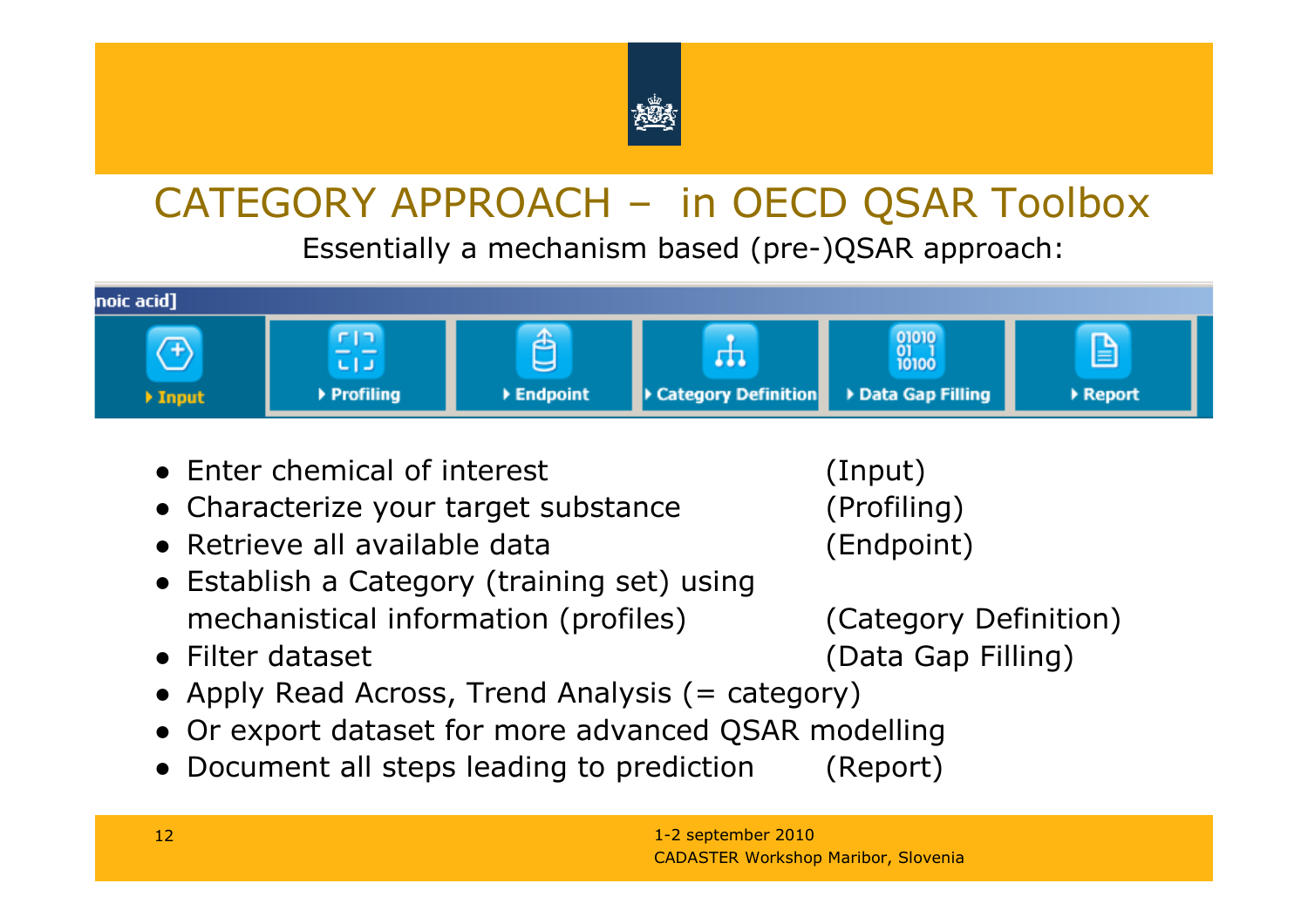# CATEGORY APPROACH – in OECD QSAR Toolbox

Essentially a mechanism based (pre-)QSAR approach:

noic acid]

Input | Profiling | Endpoint | Category Definition | Data Gap Filling | Report

- Enter chemical of interest (Input)
- Characterize your target substance (Profiling)
- Retrieve all available data (Endpoint)
- Establish a Category (training set) using mechanistical information (profiles) (Category Definition)
- Filter dataset (Data Gap Filling)
- Apply Read Across, Trend Analysis (= category)
- Or export dataset for more advanced QSAR modelling
- Document all steps leading to prediction (Report)

1-2 september 2010
CADASTER Workshop Maribor, Slovenia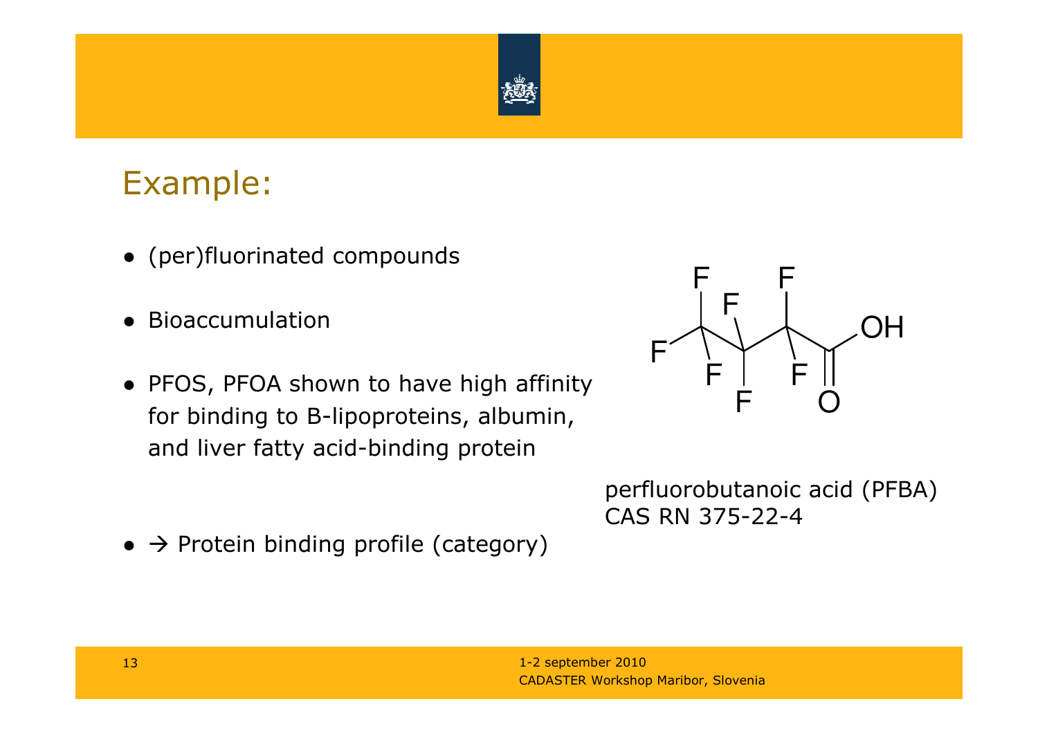## Example:

- (per)fluorinated compounds
- Bioaccumulation
- PFOS, PFOA shown to have high affinity for binding to B-lipoproteins, albumin, and liver fatty acid-binding protein
- → Protein binding profile (category)

perfluorobutanoic acid (PFBA)
CAS RN 375-22-4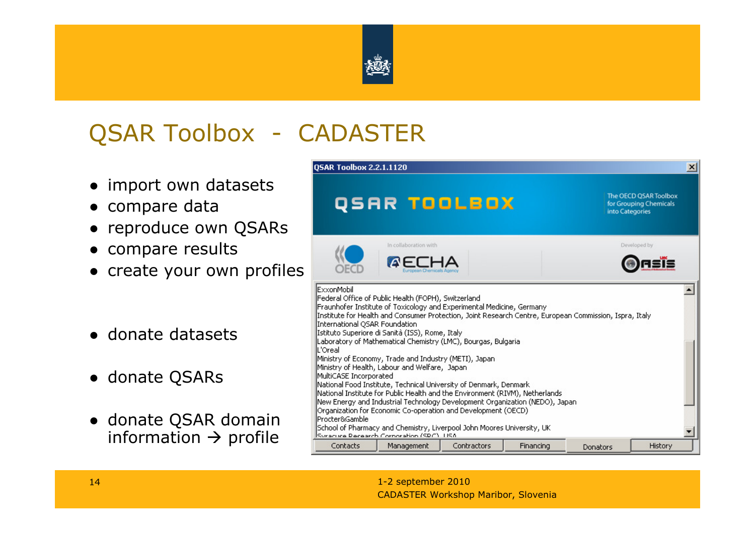# QSAR Toolbox - CADASTER

- import own datasets
- compare data
- reproduce own QSARs
- compare results
- create your own profiles

- donate datasets
- donate QSARs
- donate QSAR domain information → profile

QSAR Toolbox 2.2.1.1120

QSAR TOOLBOX

The OECD QSAR Toolbox for Grouping Chemicals into Categories

In collaboration with

OECD

ECHA European Chemicals Agency

Developed by

Oasis

ExxonMobil
Federal Office of Public Health (FOPH), Switzerland
Fraunhofer Institute of Toxicology and Experimental Medicine, Germany
Institute for Health and Consumer Protection, Joint Research Centre, European Commission, Ispra, Italy
International QSAR Foundation
Istituto Superiore di Sanità (ISS), Rome, Italy
Laboratory of Mathematical Chemistry (LMC), Bourgas, Bulgaria
L'Oreal
Ministry of Economy, Trade and Industry (METI), Japan
Ministry of Health, Labour and Welfare, Japan
MultiCASE Incorporated
National Food Institute, Technical University of Denmark, Denmark
National Institute for Public Health and the Environment (RIVM), Netherlands
New Energy and Industrial Technology Development Organization (NEDO), Japan
Organization for Economic Co-operation and Development (OECD)
Procter&Gamble
School of Pharmacy and Chemistry, Liverpool John Moores University, UK
Syracuse Research Corporation (SRC), USA

Contacts | Management | Contractors | Financing | Donators | History

1-2 september 2010
CADASTER Workshop Maribor, Slovenia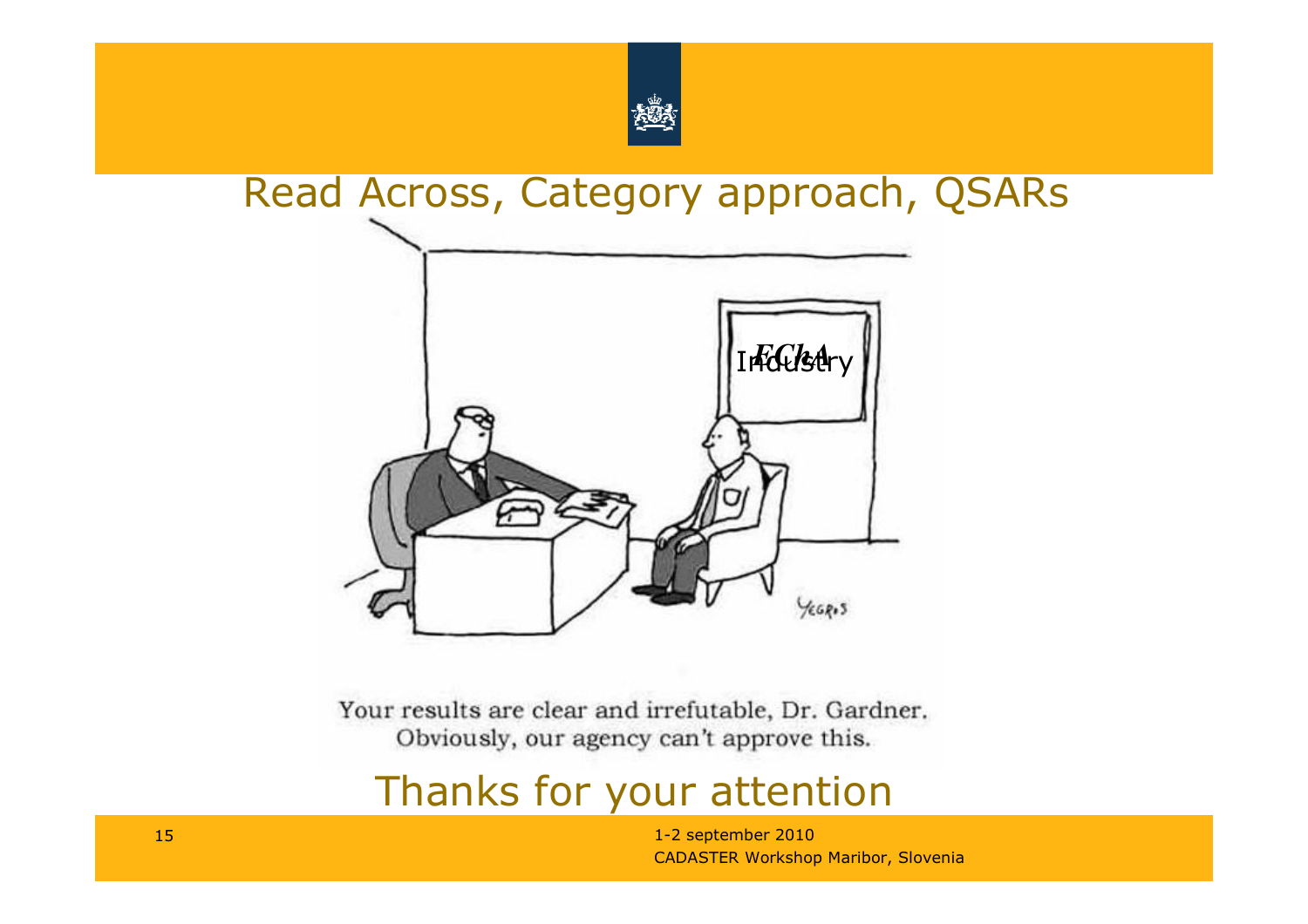## Read Across, Category approach, QSARs

Your results are clear and irrefutable, Dr. Gardner.
Obviously, our agency can't approve this.

## Thanks for your attention

1-2 september 2010
CADASTER Workshop Maribor, Slovenia